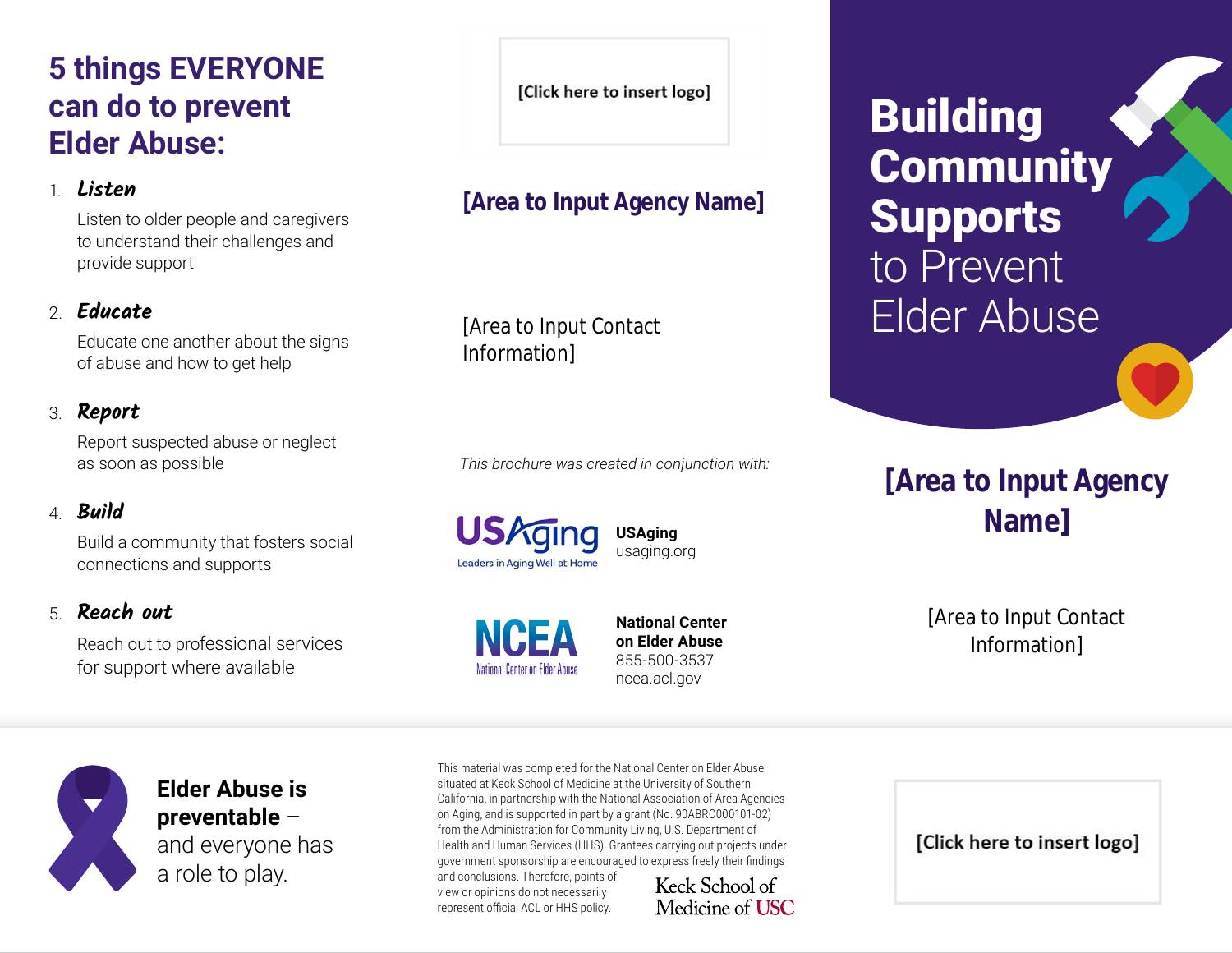# 5 things EVERYONE can do to prevent Elder Abuse:

1. ***Listen***

   Listen to older people and caregivers to understand their challenges and provide support

2. ***Educate***

   Educate one another about the signs of abuse and how to get help

3. ***Report***

   Report suspected abuse or neglect as soon as possible

4. ***Build***

   Build a community that fosters social connections and supports

5. ***Reach out***

   Reach out to professional services for support where available

[Click here to insert logo]

## [Area to Input Agency Name]

[Area to Input Contact Information]

*This brochure was created in conjunction with:*

USAging — Leaders in Aging Well at Home

**USAging**
usaging.org

NCEA — National Center on Elder Abuse

**National Center on Elder Abuse**
855-500-3537
ncea.acl.gov

# **Building Community Supports** to Prevent Elder Abuse

## [Area to Input Agency Name]

[Area to Input Contact Information]

**Elder Abuse is preventable** – and everyone has a role to play.

This material was completed for the National Center on Elder Abuse situated at Keck School of Medicine at the University of Southern California, in partnership with the National Association of Area Agencies on Aging, and is supported in part by a grant (No. 90ABRC000101-02) from the Administration for Community Living, U.S. Department of Health and Human Services (HHS). Grantees carrying out projects under government sponsorship are encouraged to express freely their findings and conclusions. Therefore, points of view or opinions do not necessarily represent official ACL or HHS policy.

Keck School of Medicine of USC

[Click here to insert logo]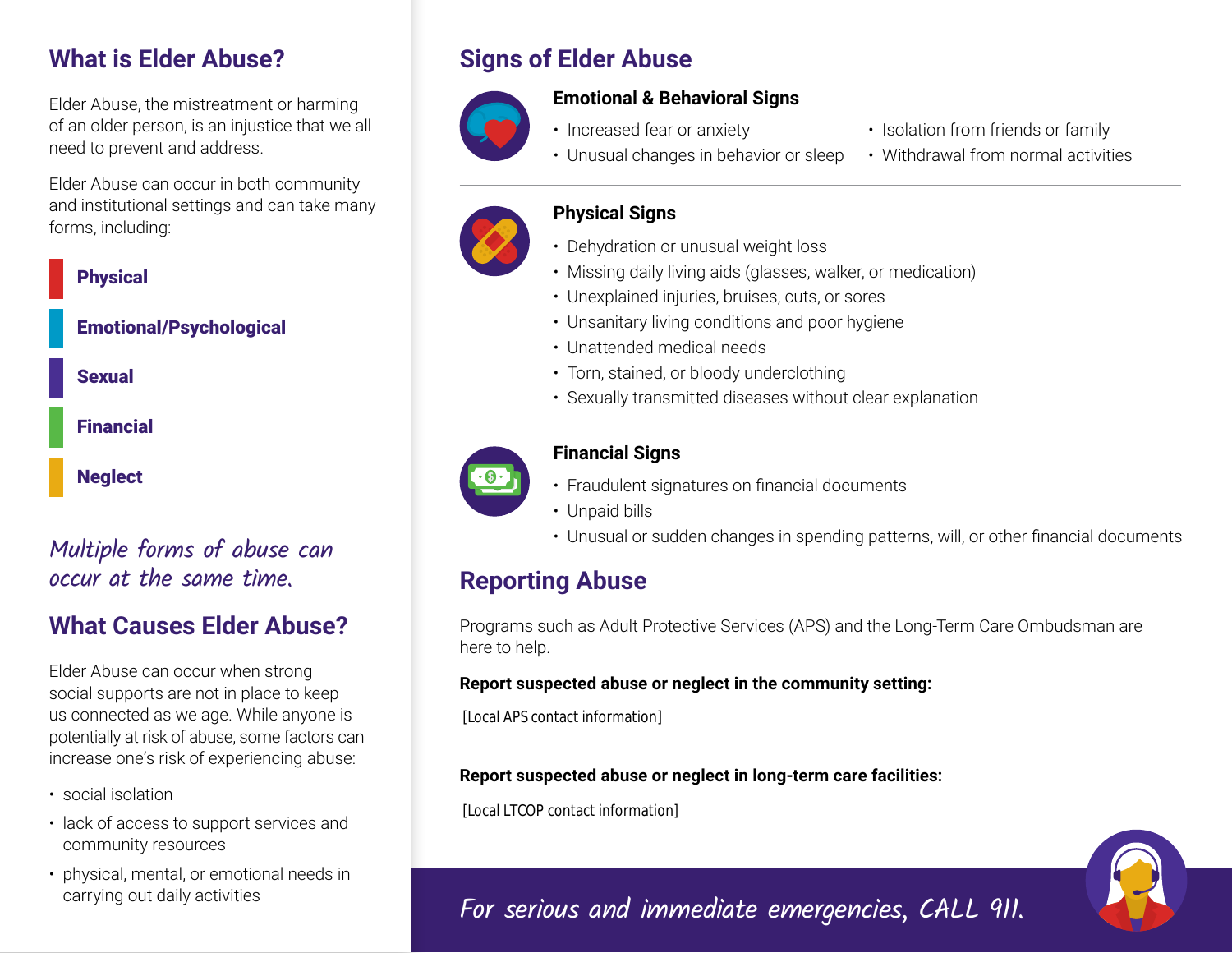## What is Elder Abuse?

Elder Abuse, the mistreatment or harming of an older person, is an injustice that we all need to prevent and address.

Elder Abuse can occur in both community and institutional settings and can take many forms, including:

- **Physical**
- **Emotional/Psychological**
- **Sexual**
- **Financial**
- **Neglect**

*Multiple forms of abuse can occur at the same time.*

## What Causes Elder Abuse?

Elder Abuse can occur when strong social supports are not in place to keep us connected as we age. While anyone is potentially at risk of abuse, some factors can increase one's risk of experiencing abuse:

- social isolation
- lack of access to support services and community resources
- physical, mental, or emotional needs in carrying out daily activities

## Signs of Elder Abuse

### Emotional & Behavioral Signs

- Increased fear or anxiety
- Unusual changes in behavior or sleep
- Isolation from friends or family
- Withdrawal from normal activities

### Physical Signs

- Dehydration or unusual weight loss
- Missing daily living aids (glasses, walker, or medication)
- Unexplained injuries, bruises, cuts, or sores
- Unsanitary living conditions and poor hygiene
- Unattended medical needs
- Torn, stained, or bloody underclothing
- Sexually transmitted diseases without clear explanation

### Financial Signs

- Fraudulent signatures on financial documents
- Unpaid bills
- Unusual or sudden changes in spending patterns, will, or other financial documents

## Reporting Abuse

Programs such as Adult Protective Services (APS) and the Long-Term Care Ombudsman are here to help.

**Report suspected abuse or neglect in the community setting:**

[Local APS contact information]

**Report suspected abuse or neglect in long-term care facilities:**

[Local LTCOP contact information]

*For serious and immediate emergencies, CALL 911.*